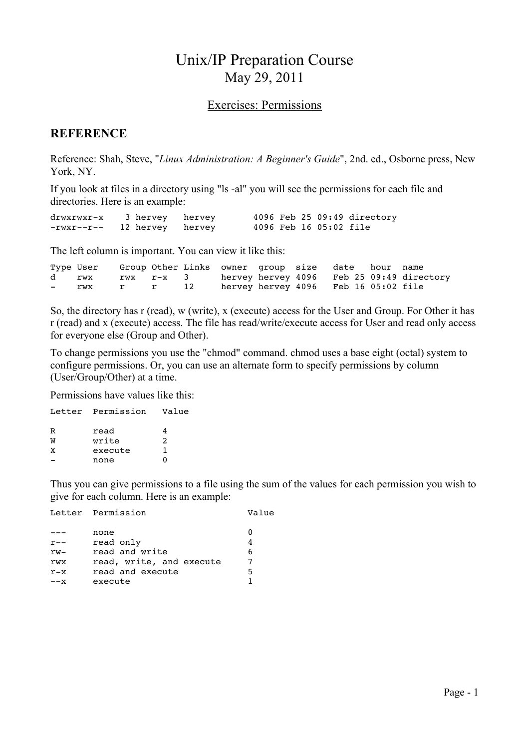# Unix/IP Preparation Course

## May 29, 2011

### Exercises: Permissions

## REFERENCE

Reference: Shah, Steve, "*Linux Administration: A Beginner's Guide*", 2nd. ed., Osborne press, New York, NY.

If you look at files in a directory using "ls -al" you will see the permissions for each file and directories. Here is an example:

```
drwxrwxr-x    3 hervey   hervey       4096 Feb 25 09:49 directory
-rwxr--r--   12 hervey   hervey       4096 Feb 16 05:02 file
```

The left column is important. You can view it like this:

```
Type User    Group Other Links  owner  group  size   date   hour  name
d    rwx     rwx   r-x   3      hervey hervey 4096   Feb 25 09:49 directory
-    rwx     r     r     12     hervey hervey 4096   Feb 16 05:02 file
```

So, the directory has r (read), w (write), x (execute) access for the User and Group. For Other it has r (read) and x (execute) access. The file has read/write/execute access for User and read only access for everyone else (Group and Other).

To change permissions you use the "chmod" command. chmod uses a base eight (octal) system to configure permissions. Or, you can use an alternate form to specify permissions by column (User/Group/Other) at a time.

Permissions have values like this:

```
Letter  Permission   Value

R       read         4
W       write        2
X       execute      1
-       none         0
```

Thus you can give permissions to a file using the sum of the values for each permission you wish to give for each column. Here is an example:

```
Letter  Permission                 Value

---     none                       0
r--     read only                  4
rw-     read and write             6
rwx     read, write, and execute   7
r-x     read and execute           5
--x     execute                    1
```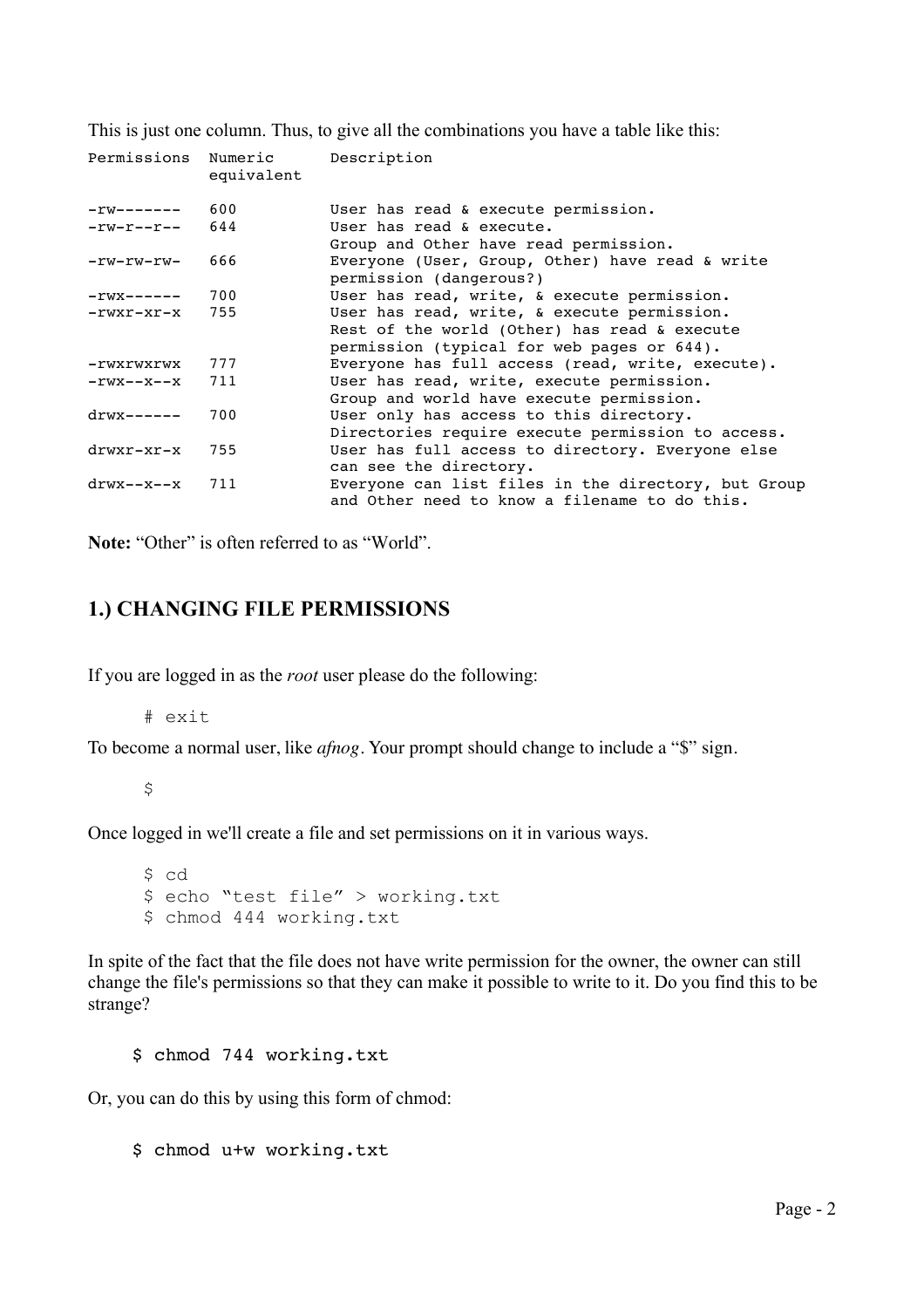This is just one column. Thus, to give all the combinations you have a table like this:

| Permissions | Numeric equivalent | Description |
|---|---|---|
| -rw------- | 600 | User has read & execute permission. |
| -rw-r--r-- | 644 | User has read & execute. Group and Other have read permission. |
| -rw-rw-rw- | 666 | Everyone (User, Group, Other) have read & write permission (dangerous?) |
| -rwx------ | 700 | User has read, write, & execute permission. |
| -rwxr-xr-x | 755 | User has read, write, & execute permission. Rest of the world (Other) has read & execute permission (typical for web pages or 644). |
| -rwxrwxrwx | 777 | Everyone has full access (read, write, execute). |
| -rwx--x--x | 711 | User has read, write, execute permission. Group and world have execute permission. |
| drwx------ | 700 | User only has access to this directory. Directories require execute permission to access. |
| drwxr-xr-x | 755 | User has full access to directory. Everyone else can see the directory. |
| drwx--x--x | 711 | Everyone can list files in the directory, but Group and Other need to know a filename to do this. |

**Note:** "Other" is often referred to as "World".

## 1.) CHANGING FILE PERMISSIONS

If you are logged in as the *root* user please do the following:

```
# exit
```

To become a normal user, like *afnog*. Your prompt should change to include a "$" sign.

```
$
```

Once logged in we'll create a file and set permissions on it in various ways.

```
$ cd
$ echo "test file" > working.txt
$ chmod 444 working.txt
```

In spite of the fact that the file does not have write permission for the owner, the owner can still change the file's permissions so that they can make it possible to write to it. Do you find this to be strange?

```
$ chmod 744 working.txt
```

Or, you can do this by using this form of chmod:

```
$ chmod u+w working.txt
```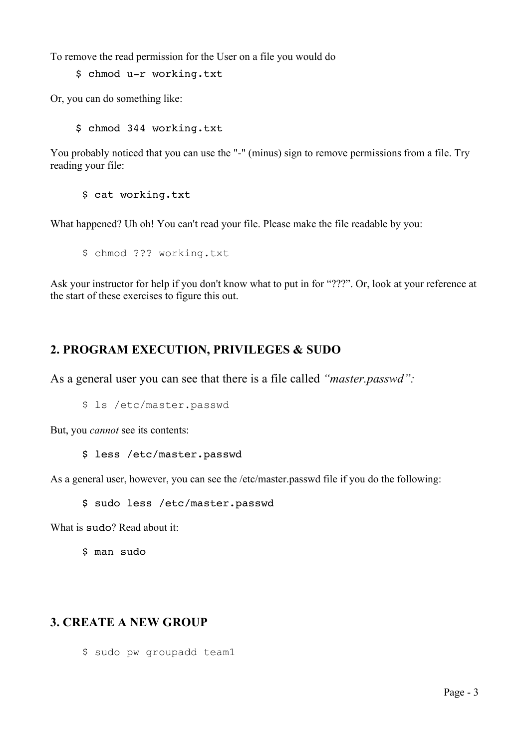To remove the read permission for the User on a file you would do

```
$ chmod u-r working.txt
```

Or, you can do something like:

```
$ chmod 344 working.txt
```

You probably noticed that you can use the "-" (minus) sign to remove permissions from a file. Try reading your file:

```
$ cat working.txt
```

What happened? Uh oh! You can't read your file. Please make the file readable by you:

```
$ chmod ??? working.txt
```

Ask your instructor for help if you don't know what to put in for "???". Or, look at your reference at the start of these exercises to figure this out.

## 2. PROGRAM EXECUTION, PRIVILEGES & SUDO

As a general user you can see that there is a file called *"master.passwd":*

```
$ ls /etc/master.passwd
```

But, you *cannot* see its contents:

```
$ less /etc/master.passwd
```

As a general user, however, you can see the /etc/master.passwd file if you do the following:

```
$ sudo less /etc/master.passwd
```

What is `sudo`? Read about it:

```
$ man sudo
```

## 3. CREATE A NEW GROUP

```
$ sudo pw groupadd team1
```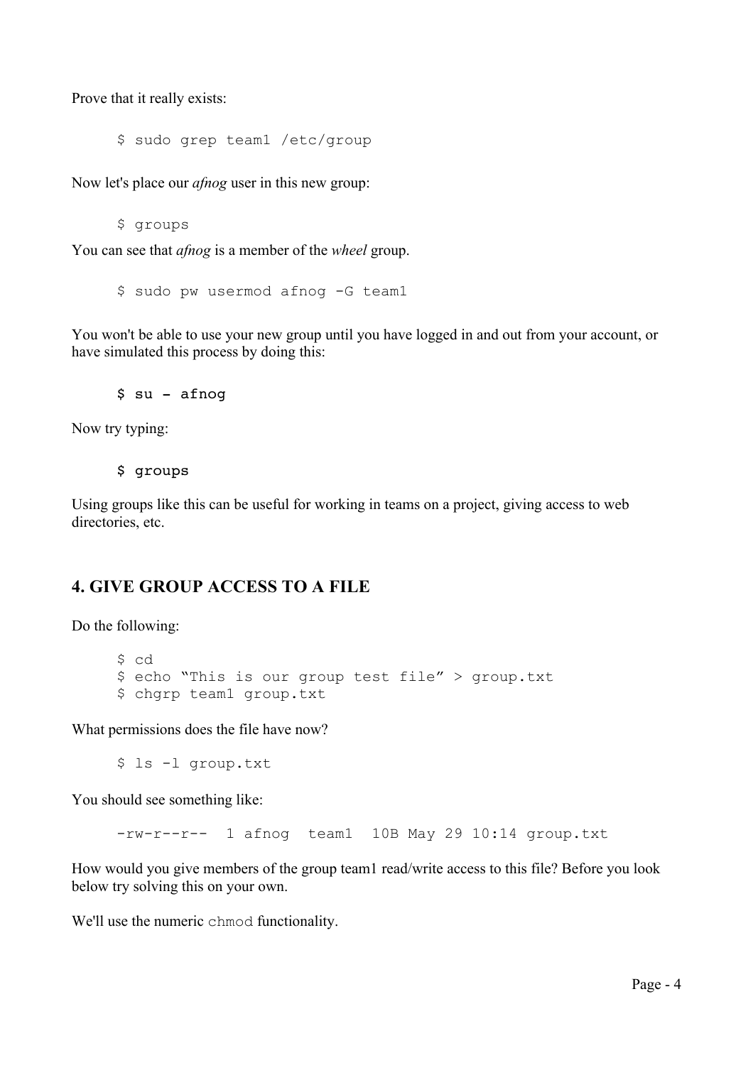Prove that it really exists:

```
$ sudo grep team1 /etc/group
```

Now let's place our *afnog* user in this new group:

```
$ groups
```

You can see that *afnog* is a member of the *wheel* group.

```
$ sudo pw usermod afnog -G team1
```

You won't be able to use your new group until you have logged in and out from your account, or have simulated this process by doing this:

```
$ su - afnog
```

Now try typing:

```
$ groups
```

Using groups like this can be useful for working in teams on a project, giving access to web directories, etc.

## 4. GIVE GROUP ACCESS TO A FILE

Do the following:

```
$ cd
$ echo "This is our group test file" > group.txt
$ chgrp team1 group.txt
```

What permissions does the file have now?

```
$ ls -l group.txt
```

You should see something like:

```
-rw-r--r--  1 afnog  team1  10B May 29 10:14 group.txt
```

How would you give members of the group team1 read/write access to this file? Before you look below try solving this on your own.

We'll use the numeric `chmod` functionality.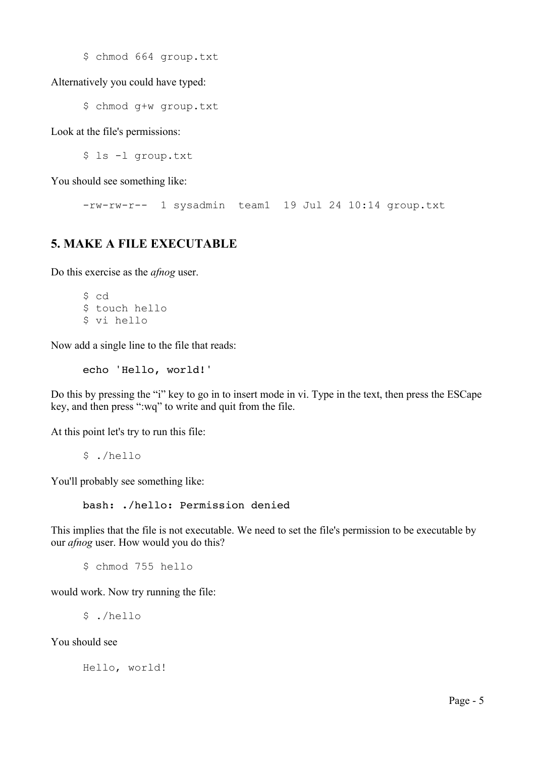```
$ chmod 664 group.txt
```

Alternatively you could have typed:

```
$ chmod g+w group.txt
```

Look at the file's permissions:

```
$ ls -l group.txt
```

You should see something like:

```
-rw-rw-r--  1 sysadmin  team1  19 Jul 24 10:14 group.txt
```

## 5. MAKE A FILE EXECUTABLE

Do this exercise as the *afnog* user.

```
$ cd
$ touch hello
$ vi hello
```

Now add a single line to the file that reads:

```
echo 'Hello, world!'
```

Do this by pressing the "i" key to go in to insert mode in vi. Type in the text, then press the ESCape key, and then press ":wq" to write and quit from the file.

At this point let's try to run this file:

```
$ ./hello
```

You'll probably see something like:

```
bash: ./hello: Permission denied
```

This implies that the file is not executable. We need to set the file's permission to be executable by our *afnog* user. How would you do this?

```
$ chmod 755 hello
```

would work. Now try running the file:

```
$ ./hello
```

You should see

```
Hello, world!
```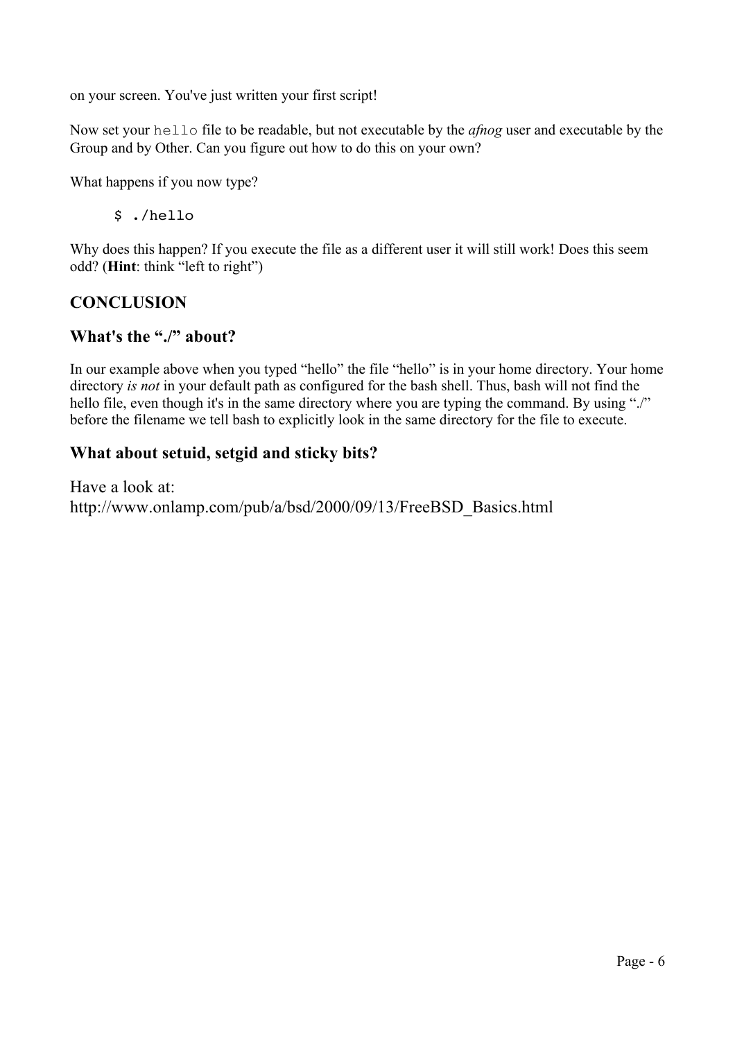on your screen. You've just written your first script!

Now set your `hello` file to be readable, but not executable by the *afnog* user and executable by the Group and by Other. Can you figure out how to do this on your own?

What happens if you now type?

```
$ ./hello
```

Why does this happen? If you execute the file as a different user it will still work! Does this seem odd? (**Hint**: think "left to right")

## CONCLUSION

### What's the "./" about?

In our example above when you typed "hello" the file "hello" is in your home directory. Your home directory *is not* in your default path as configured for the bash shell. Thus, bash will not find the hello file, even though it's in the same directory where you are typing the command. By using "./" before the filename we tell bash to explicitly look in the same directory for the file to execute.

### What about setuid, setgid and sticky bits?

Have a look at:
http://www.onlamp.com/pub/a/bsd/2000/09/13/FreeBSD_Basics.html